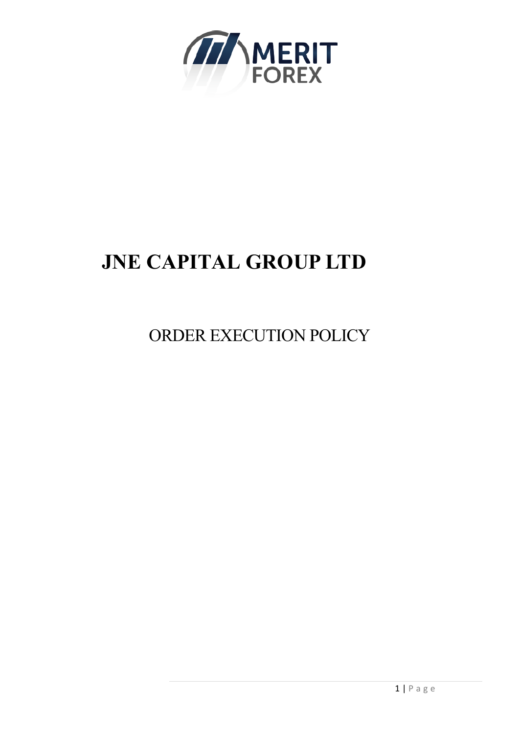# JNE CAPITAL GROUP LTD

## ORDER EXECUTION POLICY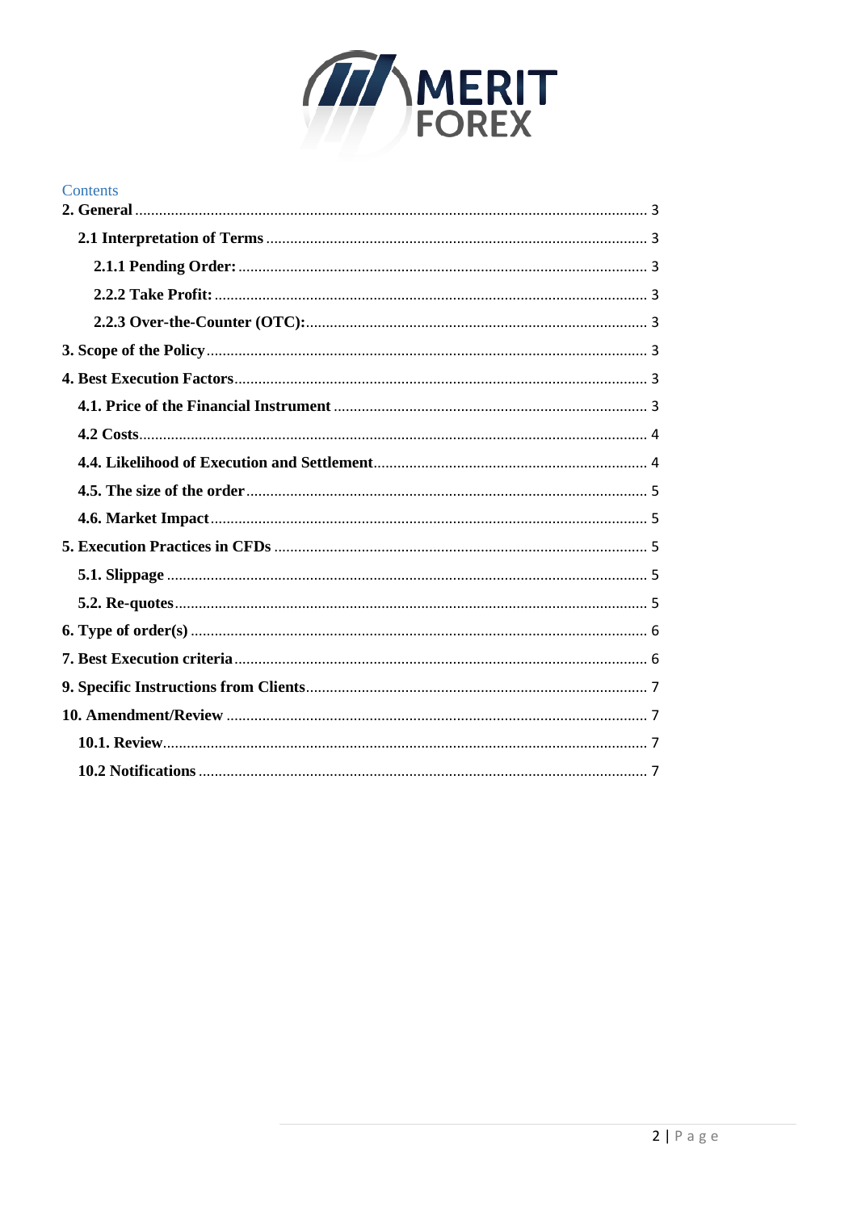Contents

- **2. General** ........ 3
  - **2.1 Interpretation of Terms** ........ 3
    - **2.1.1 Pending Order:** ........ 3
    - **2.2.2 Take Profit:** ........ 3
    - **2.2.3 Over-the-Counter (OTC):** ........ 3
- **3. Scope of the Policy** ........ 3
- **4. Best Execution Factors** ........ 3
  - **4.1. Price of the Financial Instrument** ........ 3
  - **4.2 Costs** ........ 4
  - **4.4. Likelihood of Execution and Settlement** ........ 4
  - **4.5. The size of the order** ........ 5
  - **4.6. Market Impact** ........ 5
- **5. Execution Practices in CFDs** ........ 5
  - **5.1. Slippage** ........ 5
  - **5.2. Re-quotes** ........ 5
- **6. Type of order(s)** ........ 6
- **7. Best Execution criteria** ........ 6
- **9. Specific Instructions from Clients** ........ 7
- **10. Amendment/Review** ........ 7
  - **10.1. Review** ........ 7
  - **10.2 Notifications** ........ 7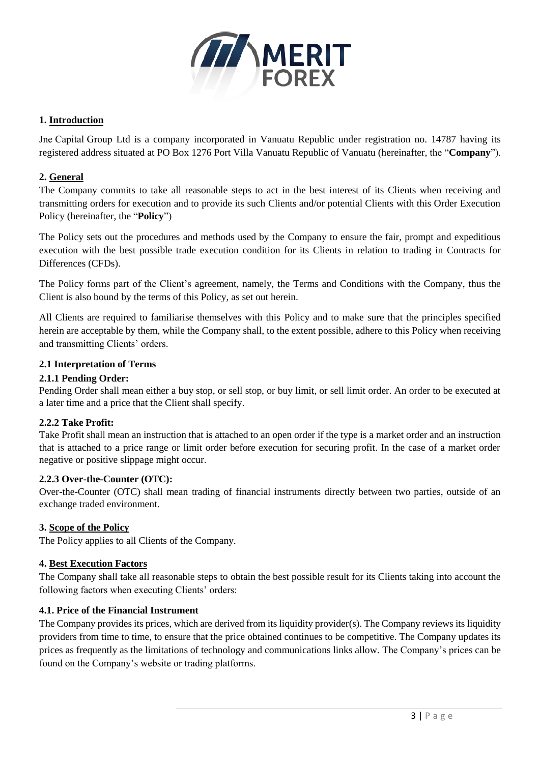## 1. Introduction

Jne Capital Group Ltd is a company incorporated in Vanuatu Republic under registration no. 14787 having its registered address situated at PO Box 1276 Port Villa Vanuatu Republic of Vanuatu (hereinafter, the "**Company**").

## 2. General

The Company commits to take all reasonable steps to act in the best interest of its Clients when receiving and transmitting orders for execution and to provide its such Clients and/or potential Clients with this Order Execution Policy (hereinafter, the "**Policy**")

The Policy sets out the procedures and methods used by the Company to ensure the fair, prompt and expeditious execution with the best possible trade execution condition for its Clients in relation to trading in Contracts for Differences (CFDs).

The Policy forms part of the Client's agreement, namely, the Terms and Conditions with the Company, thus the Client is also bound by the terms of this Policy, as set out herein.

All Clients are required to familiarise themselves with this Policy and to make sure that the principles specified herein are acceptable by them, while the Company shall, to the extent possible, adhere to this Policy when receiving and transmitting Clients' orders.

### 2.1 Interpretation of Terms

#### 2.1.1 Pending Order:

Pending Order shall mean either a buy stop, or sell stop, or buy limit, or sell limit order. An order to be executed at a later time and a price that the Client shall specify.

#### 2.2.2 Take Profit:

Take Profit shall mean an instruction that is attached to an open order if the type is a market order and an instruction that is attached to a price range or limit order before execution for securing profit. In the case of a market order negative or positive slippage might occur.

#### 2.2.3 Over-the-Counter (OTC):

Over-the-Counter (OTC) shall mean trading of financial instruments directly between two parties, outside of an exchange traded environment.

## 3. Scope of the Policy

The Policy applies to all Clients of the Company.

## 4. Best Execution Factors

The Company shall take all reasonable steps to obtain the best possible result for its Clients taking into account the following factors when executing Clients' orders:

### 4.1. Price of the Financial Instrument

The Company provides its prices, which are derived from its liquidity provider(s). The Company reviews its liquidity providers from time to time, to ensure that the price obtained continues to be competitive. The Company updates its prices as frequently as the limitations of technology and communications links allow. The Company's prices can be found on the Company's website or trading platforms.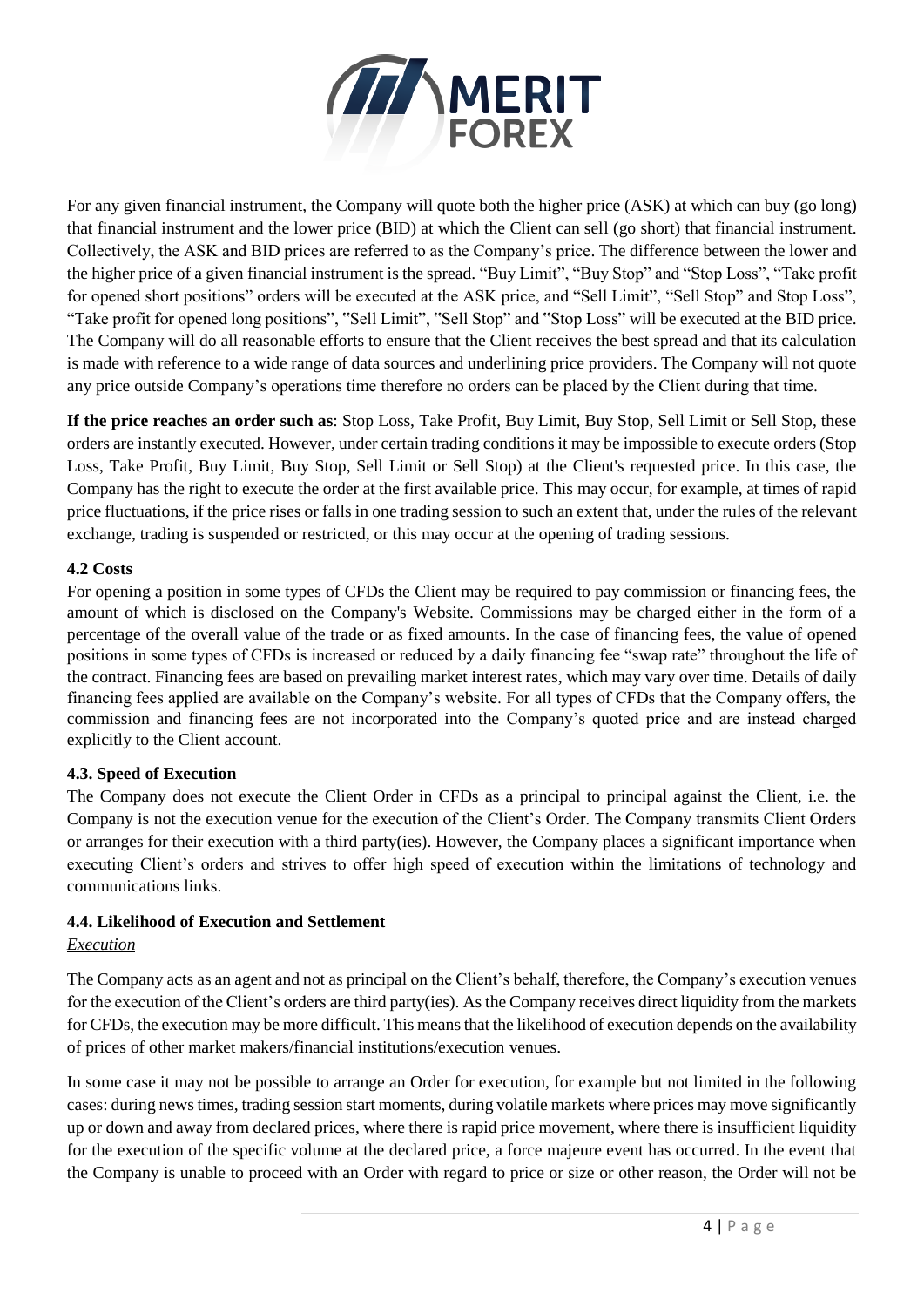For any given financial instrument, the Company will quote both the higher price (ASK) at which can buy (go long) that financial instrument and the lower price (BID) at which the Client can sell (go short) that financial instrument. Collectively, the ASK and BID prices are referred to as the Company's price. The difference between the lower and the higher price of a given financial instrument is the spread. "Buy Limit", "Buy Stop" and "Stop Loss", "Take profit for opened short positions" orders will be executed at the ASK price, and "Sell Limit", "Sell Stop" and Stop Loss", "Take profit for opened long positions", ″Sell Limit", ″Sell Stop" and ″Stop Loss" will be executed at the BID price. The Company will do all reasonable efforts to ensure that the Client receives the best spread and that its calculation is made with reference to a wide range of data sources and underlining price providers. The Company will not quote any price outside Company's operations time therefore no orders can be placed by the Client during that time.

**If the price reaches an order such as**: Stop Loss, Take Profit, Buy Limit, Buy Stop, Sell Limit or Sell Stop, these orders are instantly executed. However, under certain trading conditions it may be impossible to execute orders (Stop Loss, Take Profit, Buy Limit, Buy Stop, Sell Limit or Sell Stop) at the Client's requested price. In this case, the Company has the right to execute the order at the first available price. This may occur, for example, at times of rapid price fluctuations, if the price rises or falls in one trading session to such an extent that, under the rules of the relevant exchange, trading is suspended or restricted, or this may occur at the opening of trading sessions.

#### 4.2 Costs

For opening a position in some types of CFDs the Client may be required to pay commission or financing fees, the amount of which is disclosed on the Company's Website. Commissions may be charged either in the form of a percentage of the overall value of the trade or as fixed amounts. In the case of financing fees, the value of opened positions in some types of CFDs is increased or reduced by a daily financing fee "swap rate" throughout the life of the contract. Financing fees are based on prevailing market interest rates, which may vary over time. Details of daily financing fees applied are available on the Company's website. For all types of CFDs that the Company offers, the commission and financing fees are not incorporated into the Company's quoted price and are instead charged explicitly to the Client account.

#### 4.3. Speed of Execution

The Company does not execute the Client Order in CFDs as a principal to principal against the Client, i.e. the Company is not the execution venue for the execution of the Client's Order. The Company transmits Client Orders or arranges for their execution with a third party(ies). However, the Company places a significant importance when executing Client's orders and strives to offer high speed of execution within the limitations of technology and communications links.

#### 4.4. Likelihood of Execution and Settlement

*Execution*

The Company acts as an agent and not as principal on the Client's behalf, therefore, the Company's execution venues for the execution of the Client's orders are third party(ies). As the Company receives direct liquidity from the markets for CFDs, the execution may be more difficult. This means that the likelihood of execution depends on the availability of prices of other market makers/financial institutions/execution venues.

In some case it may not be possible to arrange an Order for execution, for example but not limited in the following cases: during news times, trading session start moments, during volatile markets where prices may move significantly up or down and away from declared prices, where there is rapid price movement, where there is insufficient liquidity for the execution of the specific volume at the declared price, a force majeure event has occurred. In the event that the Company is unable to proceed with an Order with regard to price or size or other reason, the Order will not be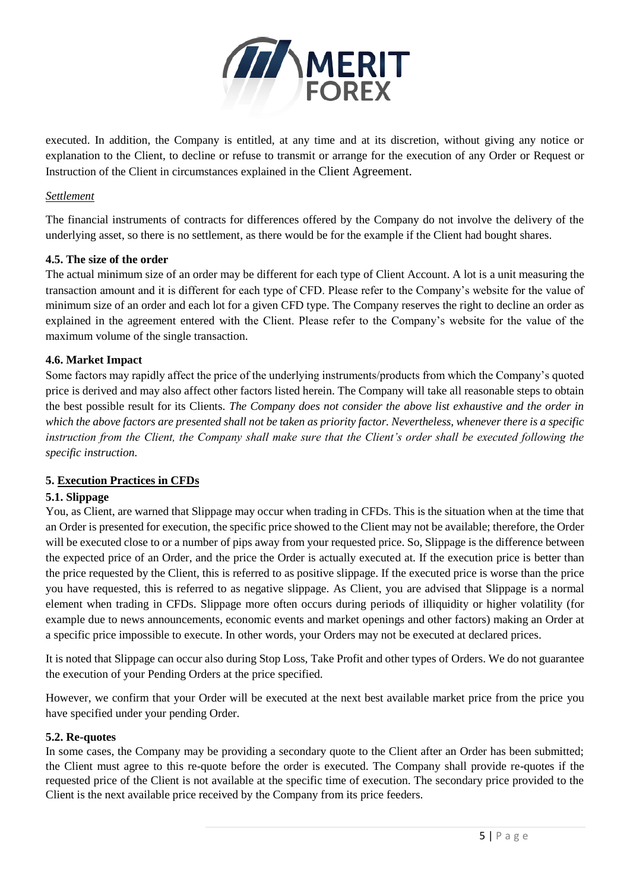executed. In addition, the Company is entitled, at any time and at its discretion, without giving any notice or explanation to the Client, to decline or refuse to transmit or arrange for the execution of any Order or Request or Instruction of the Client in circumstances explained in the Client Agreement.

*Settlement*

The financial instruments of contracts for differences offered by the Company do not involve the delivery of the underlying asset, so there is no settlement, as there would be for the example if the Client had bought shares.

### 4.5. The size of the order

The actual minimum size of an order may be different for each type of Client Account. A lot is a unit measuring the transaction amount and it is different for each type of CFD. Please refer to the Company's website for the value of minimum size of an order and each lot for a given CFD type. The Company reserves the right to decline an order as explained in the agreement entered with the Client. Please refer to the Company's website for the value of the maximum volume of the single transaction.

### 4.6. Market Impact

Some factors may rapidly affect the price of the underlying instruments/products from which the Company's quoted price is derived and may also affect other factors listed herein. The Company will take all reasonable steps to obtain the best possible result for its Clients. *The Company does not consider the above list exhaustive and the order in which the above factors are presented shall not be taken as priority factor. Nevertheless, whenever there is a specific instruction from the Client, the Company shall make sure that the Client's order shall be executed following the specific instruction.*

## 5. Execution Practices in CFDs

### 5.1. Slippage

You, as Client, are warned that Slippage may occur when trading in CFDs. This is the situation when at the time that an Order is presented for execution, the specific price showed to the Client may not be available; therefore, the Order will be executed close to or a number of pips away from your requested price. So, Slippage is the difference between the expected price of an Order, and the price the Order is actually executed at. If the execution price is better than the price requested by the Client, this is referred to as positive slippage. If the executed price is worse than the price you have requested, this is referred to as negative slippage. As Client, you are advised that Slippage is a normal element when trading in CFDs. Slippage more often occurs during periods of illiquidity or higher volatility (for example due to news announcements, economic events and market openings and other factors) making an Order at a specific price impossible to execute. In other words, your Orders may not be executed at declared prices.

It is noted that Slippage can occur also during Stop Loss, Take Profit and other types of Orders. We do not guarantee the execution of your Pending Orders at the price specified.

However, we confirm that your Order will be executed at the next best available market price from the price you have specified under your pending Order.

### 5.2. Re-quotes

In some cases, the Company may be providing a secondary quote to the Client after an Order has been submitted; the Client must agree to this re-quote before the order is executed. The Company shall provide re-quotes if the requested price of the Client is not available at the specific time of execution. The secondary price provided to the Client is the next available price received by the Company from its price feeders.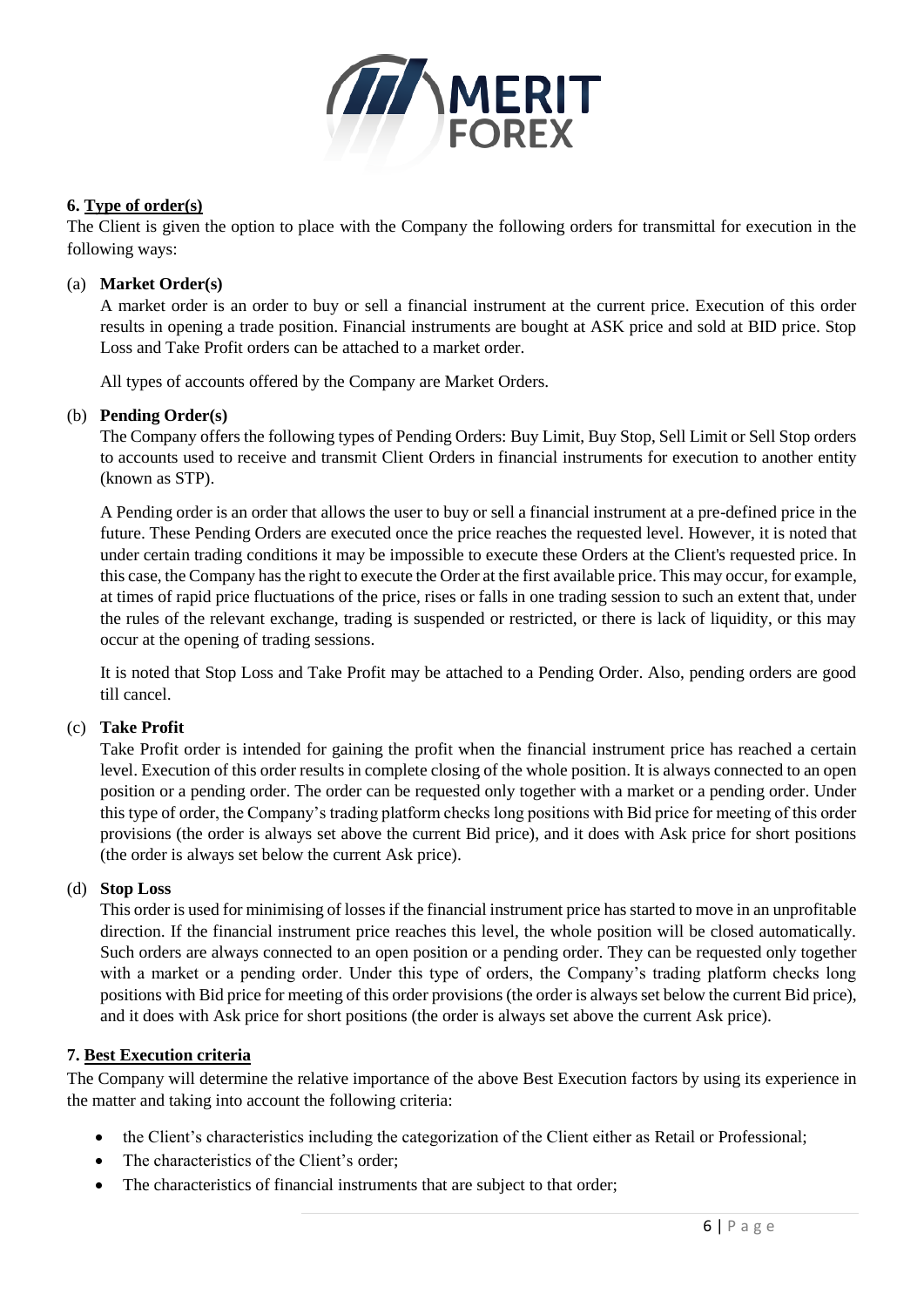## 6. Type of order(s)

The Client is given the option to place with the Company the following orders for transmittal for execution in the following ways:

(a) **Market Order(s)**

A market order is an order to buy or sell a financial instrument at the current price. Execution of this order results in opening a trade position. Financial instruments are bought at ASK price and sold at BID price. Stop Loss and Take Profit orders can be attached to a market order.

All types of accounts offered by the Company are Market Orders.

(b) **Pending Order(s)**

The Company offers the following types of Pending Orders: Buy Limit, Buy Stop, Sell Limit or Sell Stop orders to accounts used to receive and transmit Client Orders in financial instruments for execution to another entity (known as STP).

A Pending order is an order that allows the user to buy or sell a financial instrument at a pre-defined price in the future. These Pending Orders are executed once the price reaches the requested level. However, it is noted that under certain trading conditions it may be impossible to execute these Orders at the Client's requested price. In this case, the Company has the right to execute the Order at the first available price. This may occur, for example, at times of rapid price fluctuations of the price, rises or falls in one trading session to such an extent that, under the rules of the relevant exchange, trading is suspended or restricted, or there is lack of liquidity, or this may occur at the opening of trading sessions.

It is noted that Stop Loss and Take Profit may be attached to a Pending Order. Also, pending orders are good till cancel.

(c) **Take Profit**

Take Profit order is intended for gaining the profit when the financial instrument price has reached a certain level. Execution of this order results in complete closing of the whole position. It is always connected to an open position or a pending order. The order can be requested only together with a market or a pending order. Under this type of order, the Company's trading platform checks long positions with Bid price for meeting of this order provisions (the order is always set above the current Bid price), and it does with Ask price for short positions (the order is always set below the current Ask price).

(d) **Stop Loss**

This order is used for minimising of losses if the financial instrument price has started to move in an unprofitable direction. If the financial instrument price reaches this level, the whole position will be closed automatically. Such orders are always connected to an open position or a pending order. They can be requested only together with a market or a pending order. Under this type of orders, the Company's trading platform checks long positions with Bid price for meeting of this order provisions (the order is always set below the current Bid price), and it does with Ask price for short positions (the order is always set above the current Ask price).

## 7. Best Execution criteria

The Company will determine the relative importance of the above Best Execution factors by using its experience in the matter and taking into account the following criteria:

- the Client's characteristics including the categorization of the Client either as Retail or Professional;
- The characteristics of the Client's order;
- The characteristics of financial instruments that are subject to that order;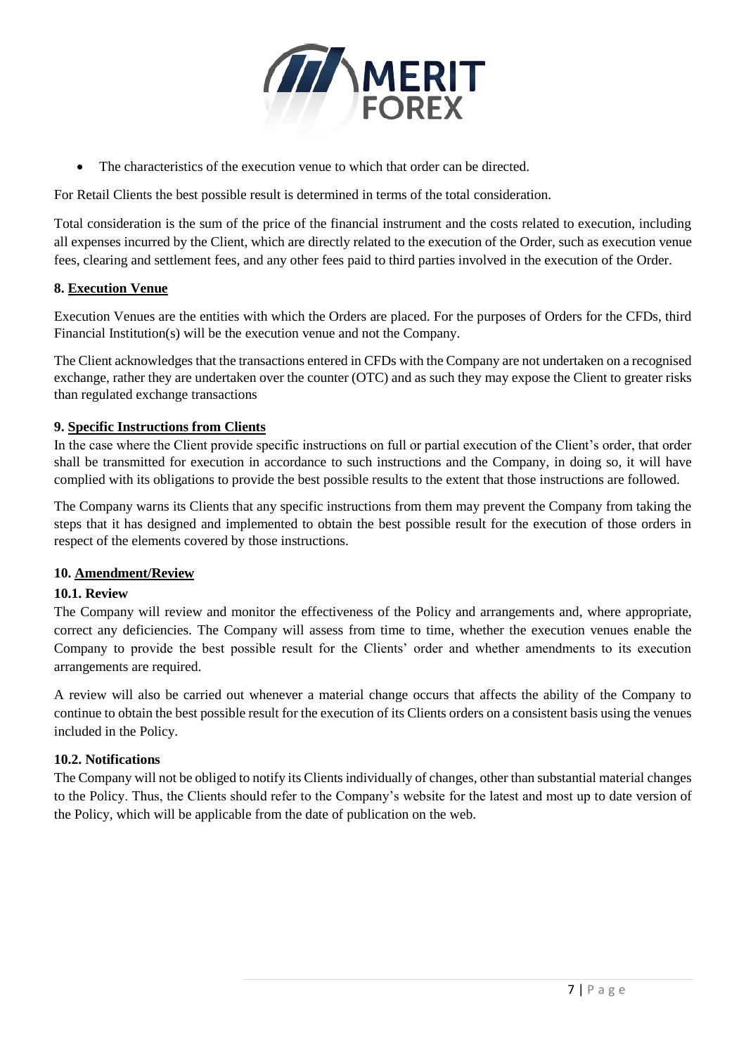- The characteristics of the execution venue to which that order can be directed.

For Retail Clients the best possible result is determined in terms of the total consideration.

Total consideration is the sum of the price of the financial instrument and the costs related to execution, including all expenses incurred by the Client, which are directly related to the execution of the Order, such as execution venue fees, clearing and settlement fees, and any other fees paid to third parties involved in the execution of the Order.

## 8. Execution Venue

Execution Venues are the entities with which the Orders are placed. For the purposes of Orders for the CFDs, third Financial Institution(s) will be the execution venue and not the Company.

The Client acknowledges that the transactions entered in CFDs with the Company are not undertaken on a recognised exchange, rather they are undertaken over the counter (OTC) and as such they may expose the Client to greater risks than regulated exchange transactions

## 9. Specific Instructions from Clients

In the case where the Client provide specific instructions on full or partial execution of the Client's order, that order shall be transmitted for execution in accordance to such instructions and the Company, in doing so, it will have complied with its obligations to provide the best possible results to the extent that those instructions are followed.

The Company warns its Clients that any specific instructions from them may prevent the Company from taking the steps that it has designed and implemented to obtain the best possible result for the execution of those orders in respect of the elements covered by those instructions.

## 10. Amendment/Review

### 10.1. Review

The Company will review and monitor the effectiveness of the Policy and arrangements and, where appropriate, correct any deficiencies. The Company will assess from time to time, whether the execution venues enable the Company to provide the best possible result for the Clients' order and whether amendments to its execution arrangements are required.

A review will also be carried out whenever a material change occurs that affects the ability of the Company to continue to obtain the best possible result for the execution of its Clients orders on a consistent basis using the venues included in the Policy.

### 10.2. Notifications

The Company will not be obliged to notify its Clients individually of changes, other than substantial material changes to the Policy. Thus, the Clients should refer to the Company's website for the latest and most up to date version of the Policy, which will be applicable from the date of publication on the web.